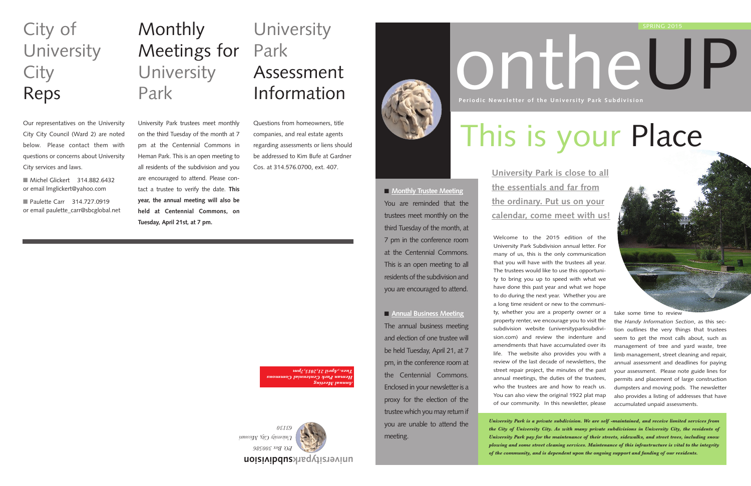# City of University City Reps

Our representatives on the University City City Council (Ward 2) are noted below. Please contact them with questions or concerns about University City services and laws.

- Michel Glickert 314.882.6432 or email lmglickert@yahoo.com
- Paulette Carr 314.727.0919 or email paulette_carr@sbcglobal.net

# Monthly Meetings for University Park

University Park trustees meet monthly on the third Tuesday of the month at 7 pm at the Centennial Commons in Heman Park. This is an open meeting to all residents of the subdivision and you are encouraged to attend. Please contact a trustee to verify the date. **This year, the annual meeting will also be held at Centennial Commons, on Tuesday, April 21st, at 7 pm.**

# University Park Assessment Information

Questions from homeowners, title companies, and real estate agents regarding assessments or liens should be addressed to Kim Bufe at Gardner Cos. at 314.576.0700, ext. 407.

*Annual Meeting*
*Heman Park Centennial Commons*
*Tues. April 21,2015,7pm*

**universityparksubdivision**
*P.O. Box 300386*
*University City, Missouri*
*63130*

SPRING 2015

# ontheUP

**Periodic Newsletter of the University Park Subdivision**

# This is your Place

## University Park is close to all the essentials and far from the ordinary. Put us on your calendar, come meet with us!

- **Monthly Trustee Meeting**
You are reminded that the trustees meet monthly on the third Tuesday of the month, at 7 pm in the conference room at the Centennial Commons. This is an open meeting to all residents of the subdivision and you are encouraged to attend.

- **Annual Business Meeting**
The annual business meeting and election of one trustee will be held Tuesday, April 21, at 7 pm, in the conference room at the Centennial Commons. Enclosed in your newsletter is a proxy for the election of the trustee which you may return if you are unable to attend the meeting.

Welcome to the 2015 edition of the University Park Subdivision annual letter. For many of us, this is the only communication that you will have with the trustees all year. The trustees would like to use this opportunity to bring you up to speed with what we have done this past year and what we hope to do during the next year. Whether you are a long time resident or new to the community, whether you are a property owner or a property renter, we encourage you to visit the subdivision website (universityparksubdivision.com) and review the indenture and amendments that have accumulated over its life. The website also provides you with a review of the last decade of newsletters, the street repair project, the minutes of the past annual meetings, the duties of the trustees, who the trustees are and how to reach us. You can also view the original 1922 plat map of our community. In this newsletter, please take some time to review the *Handy Information Section*, as this section outlines the very things that trustees seem to get the most calls about, such as management of tree and yard waste, tree limb management, street cleaning and repair, annual assessment and deadlines for paying your assessment. Please note guide lines for permits and placement of large construction dumpsters and moving pods. The newsletter also provides a listing of addresses that have accumulated unpaid assessments.

***University Park is a private subdivision. We are self -maintained, and receive limited services from the City of University City. As with many private subdivisions in University City, the residents of University Park pay for the maintenance of their streets, sidewalks, and street trees, including snow plowing and some street cleaning services. Maintenance of this infrastructure is vital to the integrity of the community, and is dependent upon the ongoing support and funding of our residents.***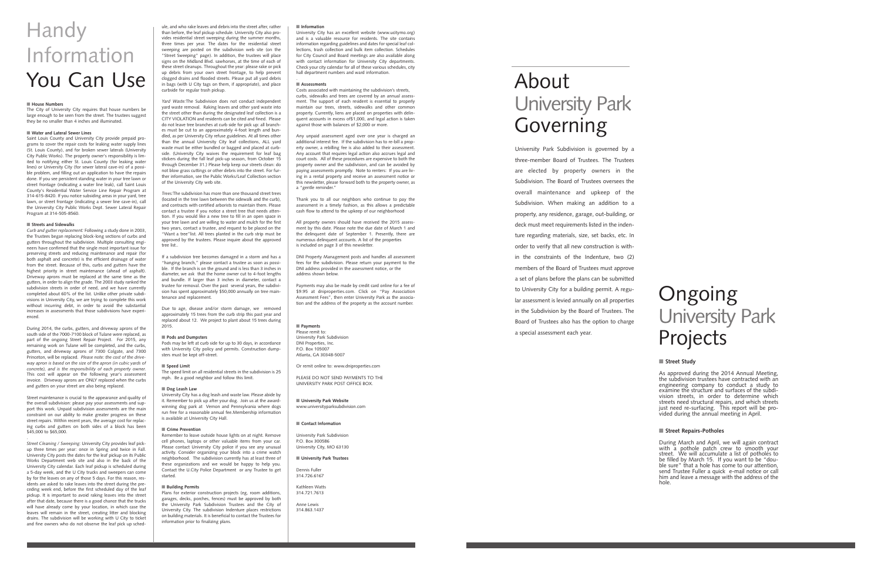# Handy Information You Can Use

### House Numbers

The City of University City requires that house numbers be large enough to be seen from the street. The trustees suggest they be no smaller than 4 inches and illuminated.

### Water and Lateral Sewer Lines

Saint Louis County and University City provide prepaid programs to cover the repair costs for leaking water supply lines (St. Louis County), and for broken sewer laterals (University City Public Works). The property owner's responsibility is limited to notifying either St. Louis County (for leaking water lines) or University City (for sewer lateral cave-in) of a possible problem, and filling out an application to have the repairs done. If you see persistent standing water in your tree lawn or street frontage (indicating a water line leak), call Saint Louis County's Residential Water Service Line Repair Program at 314-615-8420. If you notice subsiding areas in your yard, tree lawn, or street frontage (indicating a sewer line cave-in), call the University City Public Works Dept. Sewer Lateral Repair Program at 314-505-8560.

### Streets and Sidewalks

*Curb and gutter replacement:* Following a study done in 2003, the Trustees began replacing block-long sections of curbs and gutters throughout the subdivision. Multiple consulting engineers have confirmed that the single most important issue for preserving streets and reducing maintenance and repair (for both asphalt and concrete) is the efficient drainage of water from the street. Because of this, curbs and gutters have the highest priority in street maintenance (ahead of asphalt). Driveway aprons must be replaced at the same time as the gutters, in order to align the grade. The 2003 study ranked the subdivision streets in order of need, and we have currently completed about 60% of the list. Unlike other private subdivisions in University City, we are trying to complete this work without incurring debt, in order to avoid the substantial increases in assessments that those subdivisions have experienced.

During 2014, the curbs, gutters, and driveway aprons of the south side of the 7000-7100 block of Tulane were replaced, as part of the ongoing Street Repair Project. For 2015, any remaining work on Tulane will be completed, and the curbs, gutters, and driveway aprons of 7300 Colgate, and 7300 Princeton, will be replaced. *Please note: the cost of the driveway apron is based on the size of the apron (in cubic yards of concrete), and is the responsibility of each property owner.* This cost will appear on the following year's assessment invoice. Driveway aprons are ONLY replaced when the curbs and gutters on your street are also being replaced.

Street maintenance is crucial to the appearance and quality of the overall subdivision: please pay your assessments and support this work. Unpaid subdivision assessments are the main constraint on our ability to make greater progress on these street repairs. Within recent years, the average cost for replacing curbs and gutters on both sides of a block has been $45,000 to $65,000.

*Street Cleaning / Sweeping:* University City provides leaf pickup three times per year: once in Spring and twice in Fall. University City posts the dates for the leaf pickup on its Public Works Department web site and also in the back of the University City calendar. Each leaf pickup is scheduled during a 5-day week, and the U City trucks and sweepers can come by for the leaves on any of those 5 days. For this reason, residents are asked to rake leaves into the street during the preceding week end, before the first scheduled day of the leaf pickup. It is important to avoid raking leaves into the street after that date, because there is a good chance that the trucks will have already come by your location, in which case the leaves will remain in the street, creating litter and blocking drains. The subdivision will be working with U City to ticket and fine owners who do not observe the leaf pick up schedule, and who rake leaves and debris into the street after, rather than before, the leaf pickup schedule. University City also provides residential street sweeping during the summer months, three times per year. The dates for the residential street sweeping are posted on the subdivision web site (on the "Street Sweeping" page). In addition, the trustees will place signs on the Midland Blvd. sawhorses, at the time of each of these street cleanups. Throughout the year: please rake or pick up debris from your own street frontage, to help prevent clogged drains and flooded streets. Please put all yard debris in bags (with U City tags on them, if appropriate), and place curbside for regular trash pickup.

*Yard Waste:* The Subdivision does not conduct independent yard waste removal. Raking leaves and other yard waste into the street other than during the designated leaf collection is a CITY VIOLATION and residents can be cited and fined. Please do not leave tree branches at curb side for pick up: all branches must be either bundled or bagged and placed at curbside. (University City waives the requirement for leaf bag stickers during the fall leaf pick-up season, from October 15 through December 31.) Please help keep our streets clean: do not blow grass cuttings or other debris into the street. For further information, see the Public Works/Leaf Collection section of the University City web site.

*Trees:* The subdivision has more than one thousand street trees (located in the tree lawn between the sidewalk and the curb), and contracts with certified arborists to maintain them. Please contact a trustee if you notice a street tree that needs attention. If you would like a new tree to fill in an open space in your tree lawn and are willing to water and mulch for the first two years, contact a trustee, and request to be placed on the "Want a tree" list. All trees planted in the curb strip must be approved by the trustees. Please inquire about the approved tree list.

If a subdivision tree becomes damaged in a storm and has a "hanging branch," please contact a trustee as soon as possible. If the branch is on the ground and is less than 3 inches in diameter, we ask that the home owner cut to 4-foot lengths and bundle. If larger than 3 inches in diameter, contact a trustee for removal. Over the past several years, the subdivision has spent approximately $50,000 annually on tree maintenance and replacement.

Due to age, disease and/or storm damage, we removed approximately 15 trees from the curb strip this past year and replaced about 12. We project to plant about 15 trees during 2015.

### Pods and Dumpsters

Pods may be left at curb side for up to 30 days, in accordance with University City policy and permits. Construction dumpsters must be kept off-street.

### Speed Limit

The speed limit on all residential streets in the subdivision is 25 mph. Be a good neighbor and follow this limit.

### Dog Leash Law

University City has a dog leash and waste law. Please abide by it. Remember to pick up after your dog. Join us at the award-winning dog park at Vernon and Pennsylvania where dogs run free for a reasonable annual fee.Membership information is available at University City Hall.

### Crime Prevention

Remember to leave outside house lights on at night. Remove cell phones, laptops or other valuable items from your car. Please contact University City police if you see any unusual activity. Consider organizing your block into a crime watch neighborhood. The subdivision currently has at least three of these organizations and we would be happy to help you. Contact the U.City Police Department or any Trustee to get started.

### Building Permits

Plans for exterior construction projects (eg, room additions, garages, decks, porches, fences) must be approved by both the University Park Subdivision Trustees and the City of University City. The subdivision Indenture places restrictions on building materials. It is beneficial to contact the Trustees for information prior to finalizing plans.

### Information

University City has an excellent website (www.ucitymo.org) and is a valuable resource for residents. The site contains information regarding guidelines and dates for special leaf collections, trash collection and bulk item collection. Schedules for City Council and Board meetings are also available along with contact information for University City departments. Check your city calendar for all of these various schedules, city hall department numbers and ward information.

### Assessments

Costs associated with maintaining the subdivision's streets, curbs, sidewalks and trees are covered by an annual assessment. The support of each resident is essential to properly maintain our trees, streets, sidewalks and other common property. Currently, liens are placed on properties with delinquent accounts in excess of$1,000, and legal action is taken against those with balances of $2,000 or more.

Any unpaid assessment aged over one year is charged an additional interest fee. If the subdivision has to re-bill a property owner, a rebilling fee is also added to their assessment. Any account that requires legal action also accrues legal and court costs. All of these procedures are expensive to both the property owner and the subdivision, and can be avoided by paying assessments promptly. Note to renters: If you are living in a rental property and receive an assessment notice or this newsletter, please forward both to the property owner, as a "gentle reminder."

Thank you to all our neighbors who continue to pay the assessment in a timely fashion, as this allows a predictable cash flow to attend to the upkeep of our neighborhood

All property owners should have received the 2015 assessment by this date. Please note the due date of March 1 and the delinquent date of September 1. Presently, there are numerous delinquent accounts. A list of the properties is included on page 3 of this newsletter.

DNI Property Management posts and handles all assessment fees for the subdivision. Please return your payment to the DNI address provided in the assessment notice, or the address shown below.

Payments may also be made by credit card online for a fee of $9.95 at dniproperties.com. Click on "Pay Association Assessment Fees", then enter University Park as the association and the address of the property as the account number.

### Payments

Please remit to:
University Park Subdivision
DNI Properties, Inc.
P.O. Box 105007
Atlanta, GA 30348-5007

Or remit online to: www.dniproperties.com

PLEASE DO NOT SEND PAYMENTS TO THE UNIVERSITY PARK POST OFFICE BOX.

### University Park Website

www.universityparksubdivision.com

### Contact Information

University Park Subdivision
P.O. Box 300586
University City, MO 63130

### University Park Trustees

Dennis Fuller
314.726.6167

Kathleen Watts
314.721.7613

Anne Lewis
314.863.1437

# About University Park Governing

University Park Subdivision is governed by a three-member Board of Trustees. The Trustees are elected by property owners in the Subdivision. The Board of Trustees oversees the overall maintenance and upkeep of the Subdivision. When making an addition to a property, any residence, garage, out-building, or deck must meet requirements listed in the indenture regarding materials, size, set backs, etc. In order to verify that all new construction is within the constraints of the Indenture, two (2) members of the Board of Trustees must approve a set of plans before the plans can be submitted to University City for a building permit. A regular assessment is levied annually on all properties in the Subdivision by the Board of Trustees. The Board of Trustees also has the option to charge a special assessment each year.

# Ongoing University Park Projects

### Street Study

As approved during the 2014 Annual Meeting, the subdivision trustees have contracted with an engineering company to conduct a study to examine the structure and surfaces of the subdivision streets, in order to determine which streets need structural repairs, and wduch streets just need re-surfacing. This report will be provided during the annual meeting in April.

### Street Repairs-Potholes

During March and April, we will again contract with a pothole patch crew to smooth your street. We will accumulate a list of potholes to be filled by March 15. If you want to be "double sure" that a hole has come to our attention, send Trustee Fuller a quick e-mail notice or call him and leave a message with the address of the hole.